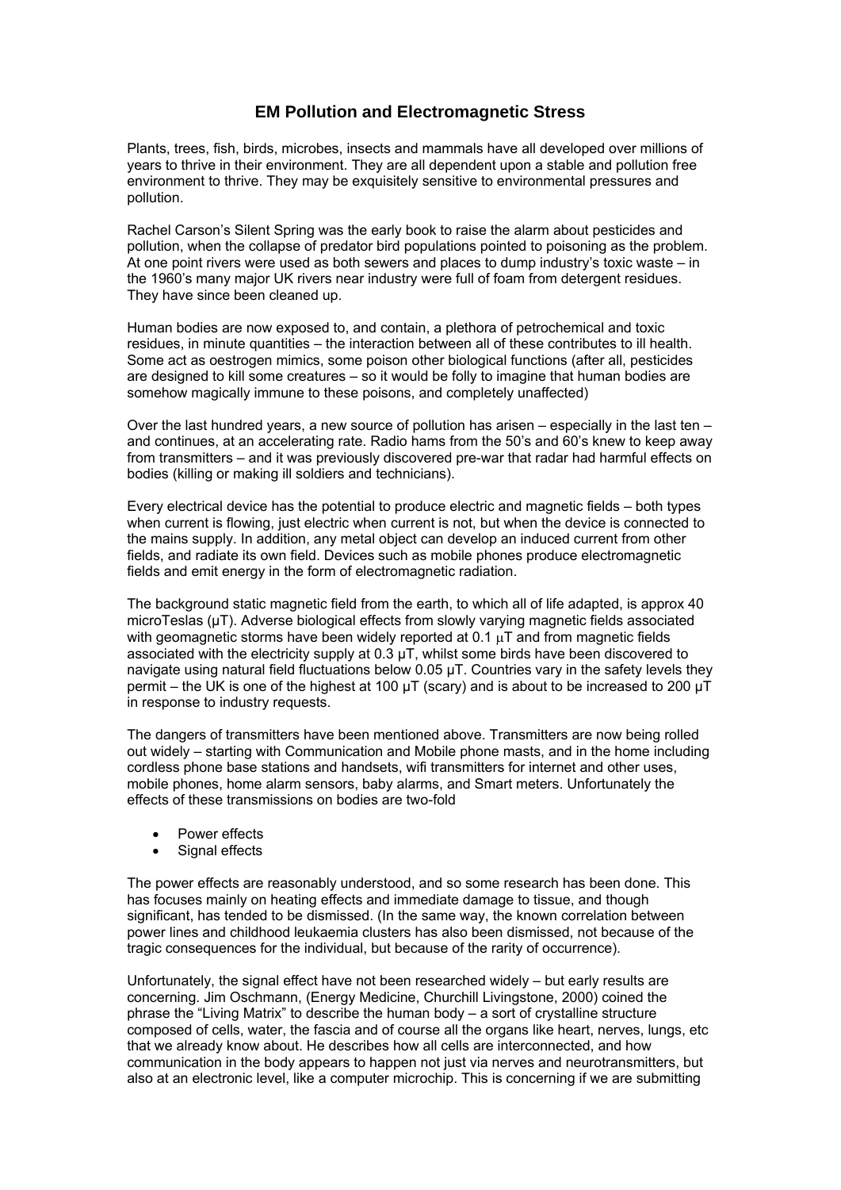# EM Pollution and Electromagnetic Stress

Plants, trees, fish, birds, microbes, insects and mammals have all developed over millions of years to thrive in their environment. They are all dependent upon a stable and pollution free environment to thrive. They may be exquisitely sensitive to environmental pressures and pollution.

Rachel Carson's Silent Spring was the early book to raise the alarm about pesticides and pollution, when the collapse of predator bird populations pointed to poisoning as the problem. At one point rivers were used as both sewers and places to dump industry's toxic waste – in the 1960's many major UK rivers near industry were full of foam from detergent residues. They have since been cleaned up.

Human bodies are now exposed to, and contain, a plethora of petrochemical and toxic residues, in minute quantities – the interaction between all of these contributes to ill health. Some act as oestrogen mimics, some poison other biological functions (after all, pesticides are designed to kill some creatures – so it would be folly to imagine that human bodies are somehow magically immune to these poisons, and completely unaffected)

Over the last hundred years, a new source of pollution has arisen – especially in the last ten – and continues, at an accelerating rate. Radio hams from the 50's and 60's knew to keep away from transmitters – and it was previously discovered pre-war that radar had harmful effects on bodies (killing or making ill soldiers and technicians).

Every electrical device has the potential to produce electric and magnetic fields – both types when current is flowing, just electric when current is not, but when the device is connected to the mains supply. In addition, any metal object can develop an induced current from other fields, and radiate its own field. Devices such as mobile phones produce electromagnetic fields and emit energy in the form of electromagnetic radiation.

The background static magnetic field from the earth, to which all of life adapted, is approx 40 microTeslas (μT). Adverse biological effects from slowly varying magnetic fields associated with geomagnetic storms have been widely reported at 0.1 μT and from magnetic fields associated with the electricity supply at 0.3 μT, whilst some birds have been discovered to navigate using natural field fluctuations below 0.05 μT. Countries vary in the safety levels they permit – the UK is one of the highest at 100 μT (scary) and is about to be increased to 200 μT in response to industry requests.

The dangers of transmitters have been mentioned above. Transmitters are now being rolled out widely – starting with Communication and Mobile phone masts, and in the home including cordless phone base stations and handsets, wifi transmitters for internet and other uses, mobile phones, home alarm sensors, baby alarms, and Smart meters. Unfortunately the effects of these transmissions on bodies are two-fold

- Power effects
- Signal effects

The power effects are reasonably understood, and so some research has been done. This has focuses mainly on heating effects and immediate damage to tissue, and though significant, has tended to be dismissed. (In the same way, the known correlation between power lines and childhood leukaemia clusters has also been dismissed, not because of the tragic consequences for the individual, but because of the rarity of occurrence).

Unfortunately, the signal effect have not been researched widely – but early results are concerning. Jim Oschmann, (Energy Medicine, Churchill Livingstone, 2000) coined the phrase the "Living Matrix" to describe the human body – a sort of crystalline structure composed of cells, water, the fascia and of course all the organs like heart, nerves, lungs, etc that we already know about. He describes how all cells are interconnected, and how communication in the body appears to happen not just via nerves and neurotransmitters, but also at an electronic level, like a computer microchip. This is concerning if we are submitting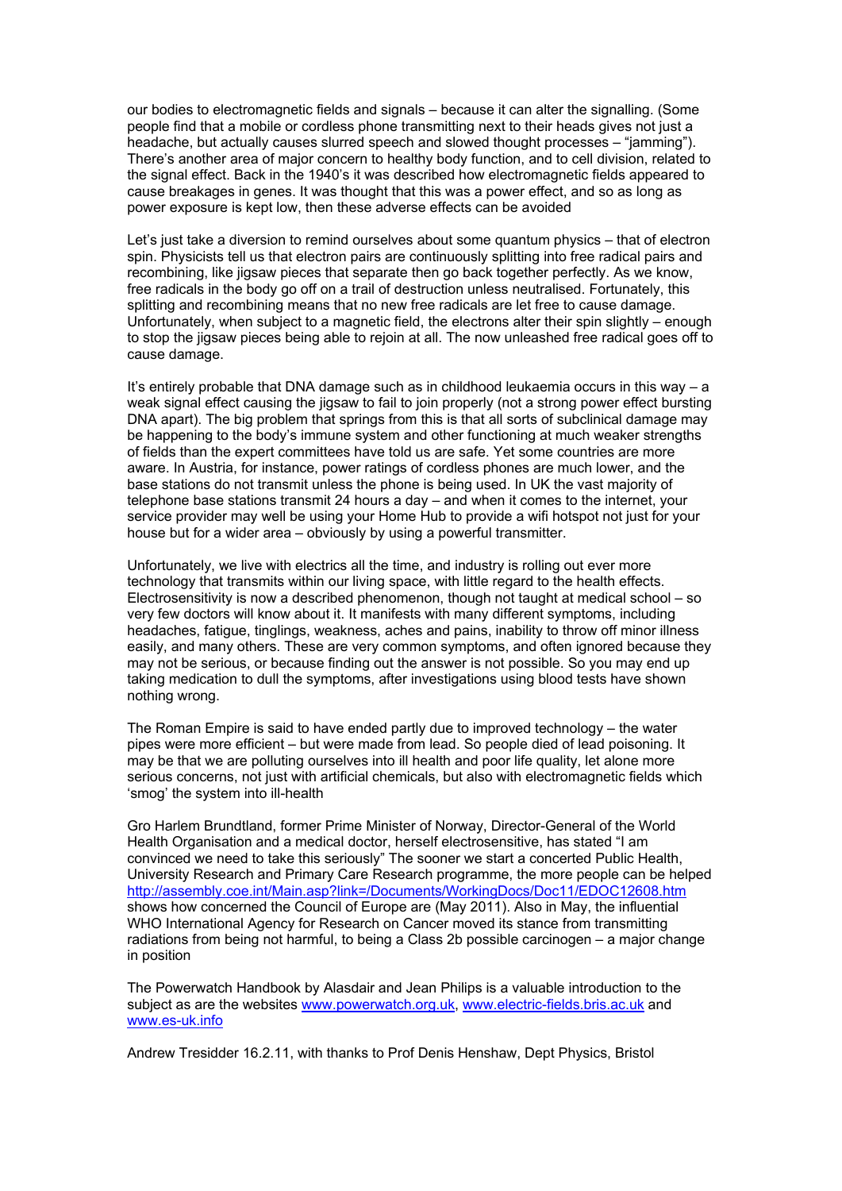our bodies to electromagnetic fields and signals – because it can alter the signalling. (Some people find that a mobile or cordless phone transmitting next to their heads gives not just a headache, but actually causes slurred speech and slowed thought processes – "jamming"). There's another area of major concern to healthy body function, and to cell division, related to the signal effect. Back in the 1940's it was described how electromagnetic fields appeared to cause breakages in genes. It was thought that this was a power effect, and so as long as power exposure is kept low, then these adverse effects can be avoided

Let's just take a diversion to remind ourselves about some quantum physics – that of electron spin. Physicists tell us that electron pairs are continuously splitting into free radical pairs and recombining, like jigsaw pieces that separate then go back together perfectly. As we know, free radicals in the body go off on a trail of destruction unless neutralised. Fortunately, this splitting and recombining means that no new free radicals are let free to cause damage. Unfortunately, when subject to a magnetic field, the electrons alter their spin slightly – enough to stop the jigsaw pieces being able to rejoin at all. The now unleashed free radical goes off to cause damage.

It's entirely probable that DNA damage such as in childhood leukaemia occurs in this way – a weak signal effect causing the jigsaw to fail to join properly (not a strong power effect bursting DNA apart). The big problem that springs from this is that all sorts of subclinical damage may be happening to the body's immune system and other functioning at much weaker strengths of fields than the expert committees have told us are safe. Yet some countries are more aware. In Austria, for instance, power ratings of cordless phones are much lower, and the base stations do not transmit unless the phone is being used. In UK the vast majority of telephone base stations transmit 24 hours a day – and when it comes to the internet, your service provider may well be using your Home Hub to provide a wifi hotspot not just for your house but for a wider area – obviously by using a powerful transmitter.

Unfortunately, we live with electrics all the time, and industry is rolling out ever more technology that transmits within our living space, with little regard to the health effects. Electrosensitivity is now a described phenomenon, though not taught at medical school – so very few doctors will know about it. It manifests with many different symptoms, including headaches, fatigue, tinglings, weakness, aches and pains, inability to throw off minor illness easily, and many others. These are very common symptoms, and often ignored because they may not be serious, or because finding out the answer is not possible. So you may end up taking medication to dull the symptoms, after investigations using blood tests have shown nothing wrong.

The Roman Empire is said to have ended partly due to improved technology – the water pipes were more efficient – but were made from lead. So people died of lead poisoning. It may be that we are polluting ourselves into ill health and poor life quality, let alone more serious concerns, not just with artificial chemicals, but also with electromagnetic fields which 'smog' the system into ill-health

Gro Harlem Brundtland, former Prime Minister of Norway, Director-General of the World Health Organisation and a medical doctor, herself electrosensitive, has stated "I am convinced we need to take this seriously" The sooner we start a concerted Public Health, University Research and Primary Care Research programme, the more people can be helped http://assembly.coe.int/Main.asp?link=/Documents/WorkingDocs/Doc11/EDOC12608.htm shows how concerned the Council of Europe are (May 2011). Also in May, the influential WHO International Agency for Research on Cancer moved its stance from transmitting radiations from being not harmful, to being a Class 2b possible carcinogen – a major change in position

The Powerwatch Handbook by Alasdair and Jean Philips is a valuable introduction to the subject as are the websites www.powerwatch.org.uk, www.electric-fields.bris.ac.uk and www.es-uk.info

Andrew Tresidder 16.2.11, with thanks to Prof Denis Henshaw, Dept Physics, Bristol